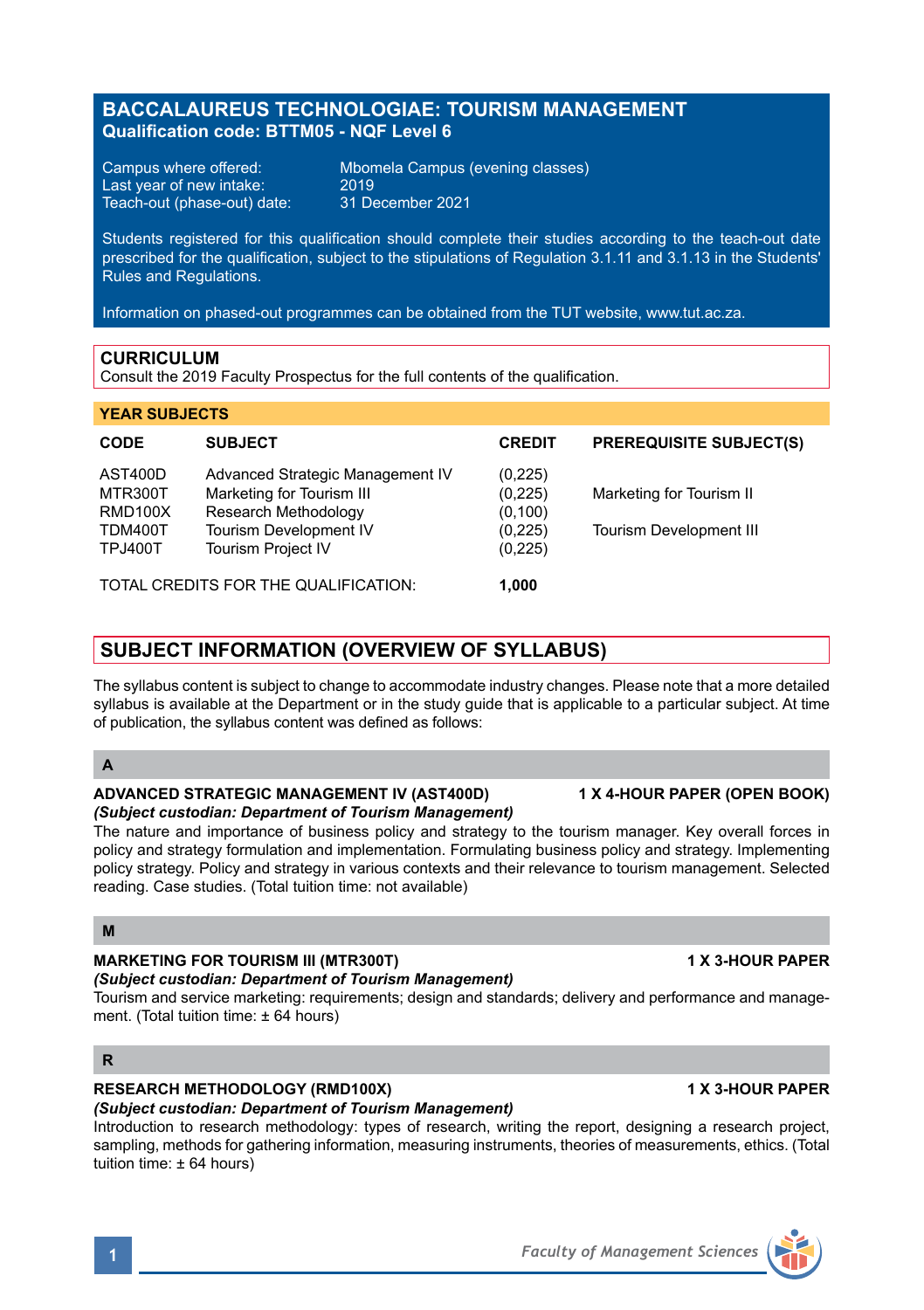# BACCALAUREUS TECHNOLOGIAE: TOURISM MANAGEMENT

**Qualification code: BTTM05 - NQF Level 6**

Campus where offered: Mbomela Campus (evening classes)
Last year of new intake: 2019
Teach-out (phase-out) date: 31 December 2021

Students registered for this qualification should complete their studies according to the teach-out date prescribed for the qualification, subject to the stipulations of Regulation 3.1.11 and 3.1.13 in the Students' Rules and Regulations.

Information on phased-out programmes can be obtained from the TUT website, www.tut.ac.za.

## CURRICULUM

Consult the 2019 Faculty Prospectus for the full contents of the qualification.

### YEAR SUBJECTS

| CODE | SUBJECT | CREDIT | PREREQUISITE SUBJECT(S) |
|---|---|---|---|
| AST400D | Advanced Strategic Management IV | (0,225) | |
| MTR300T | Marketing for Tourism III | (0,225) | Marketing for Tourism II |
| RMD100X | Research Methodology | (0,100) | |
| TDM400T | Tourism Development IV | (0,225) | Tourism Development III |
| TPJ400T | Tourism Project IV | (0,225) | |
| TOTAL CREDITS FOR THE QUALIFICATION: | | **1,000** | |

## SUBJECT INFORMATION (OVERVIEW OF SYLLABUS)

The syllabus content is subject to change to accommodate industry changes. Please note that a more detailed syllabus is available at the Department or in the study guide that is applicable to a particular subject. At time of publication, the syllabus content was defined as follows:

### A

**ADVANCED STRATEGIC MANAGEMENT IV (AST400D)** **1 X 4-HOUR PAPER (OPEN BOOK)**
***(Subject custodian: Department of Tourism Management)***
The nature and importance of business policy and strategy to the tourism manager. Key overall forces in policy and strategy formulation and implementation. Formulating business policy and strategy. Implementing policy strategy. Policy and strategy in various contexts and their relevance to tourism management. Selected reading. Case studies. (Total tuition time: not available)

### M

**MARKETING FOR TOURISM III (MTR300T)** **1 X 3-HOUR PAPER**
***(Subject custodian: Department of Tourism Management)***
Tourism and service marketing: requirements; design and standards; delivery and performance and management. (Total tuition time: ± 64 hours)

### R

**RESEARCH METHODOLOGY (RMD100X)** **1 X 3-HOUR PAPER**
***(Subject custodian: Department of Tourism Management)***
Introduction to research methodology: types of research, writing the report, designing a research project, sampling, methods for gathering information, measuring instruments, theories of measurements, ethics. (Total tuition time: ± 64 hours)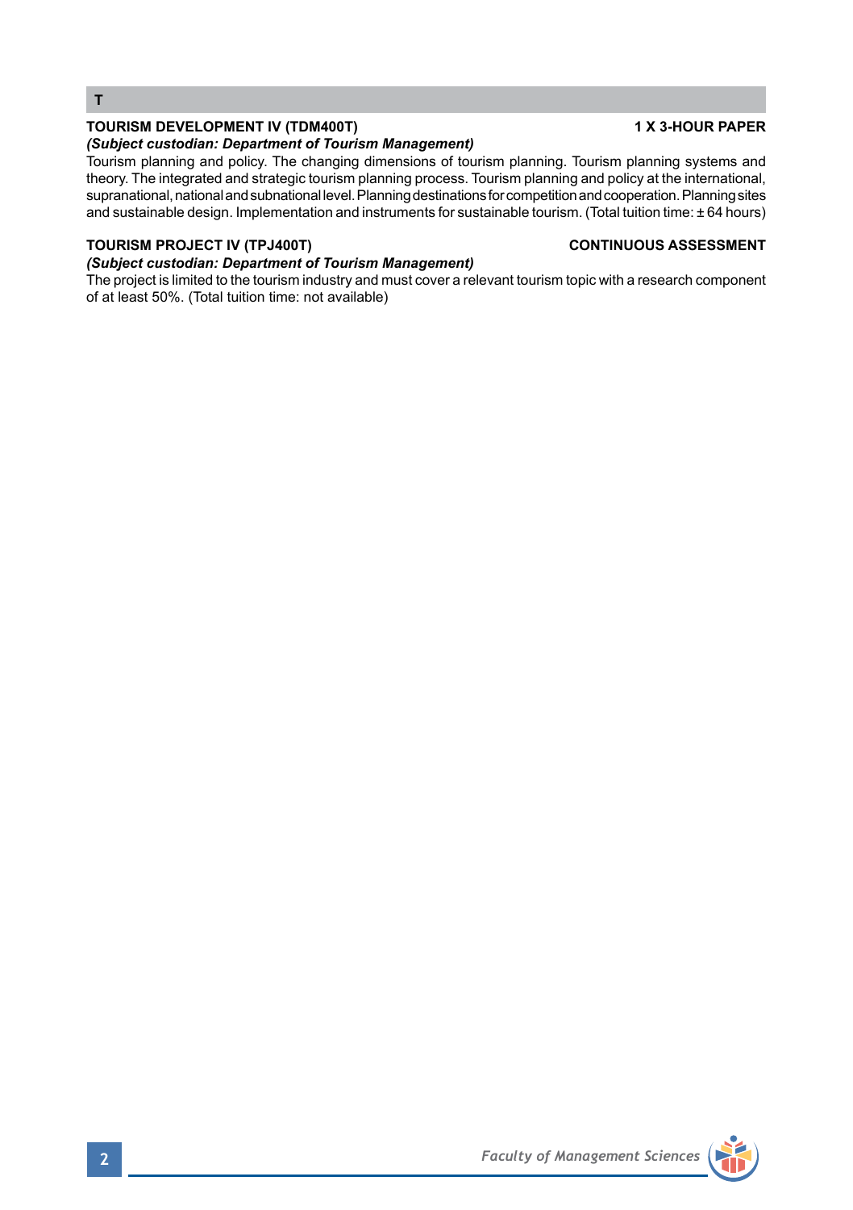## T

**TOURISM DEVELOPMENT IV (TDM400T) 1 X 3-HOUR PAPER**

***(Subject custodian: Department of Tourism Management)***

Tourism planning and policy. The changing dimensions of tourism planning. Tourism planning systems and theory. The integrated and strategic tourism planning process. Tourism planning and policy at the international, supranational, national and subnational level. Planning destinations for competition and cooperation. Planning sites and sustainable design. Implementation and instruments for sustainable tourism. (Total tuition time: ± 64 hours)

**TOURISM PROJECT IV (TPJ400T) CONTINUOUS ASSESSMENT**

***(Subject custodian: Department of Tourism Management)***

The project is limited to the tourism industry and must cover a relevant tourism topic with a research component of at least 50%. (Total tuition time: not available)